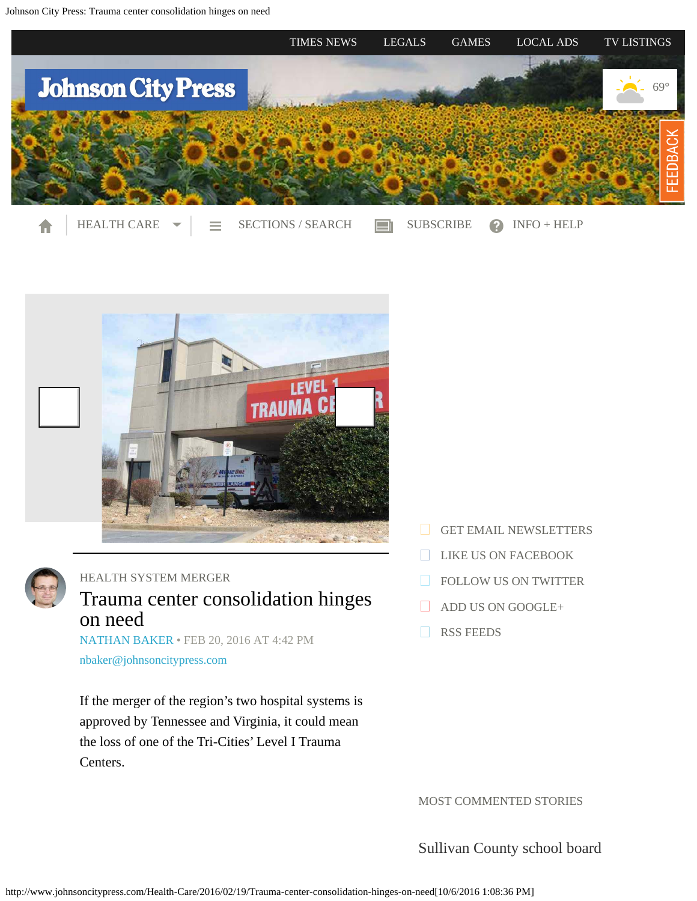TIMES NEWS LEGALS GAMES LOCAL ADS TV LISTINGS

# Johnson City Press

69°

FEEDBACK

HEALTH CARE SECTIONS / SEARCH SUBSCRIBE INFO + HELP

HEALTH SYSTEM MERGER

# Trauma center consolidation hinges on need

NATHAN BAKER • FEB 20, 2016 AT 4:42 PM

nbaker@johnsoncitypress.com

If the merger of the region's two hospital systems is approved by Tennessee and Virginia, it could mean the loss of one of the Tri-Cities' Level I Trauma Centers.

GET EMAIL NEWSLETTERS

LIKE US ON FACEBOOK

FOLLOW US ON TWITTER

ADD US ON GOOGLE+

RSS FEEDS

MOST COMMENTED STORIES

Sullivan County school board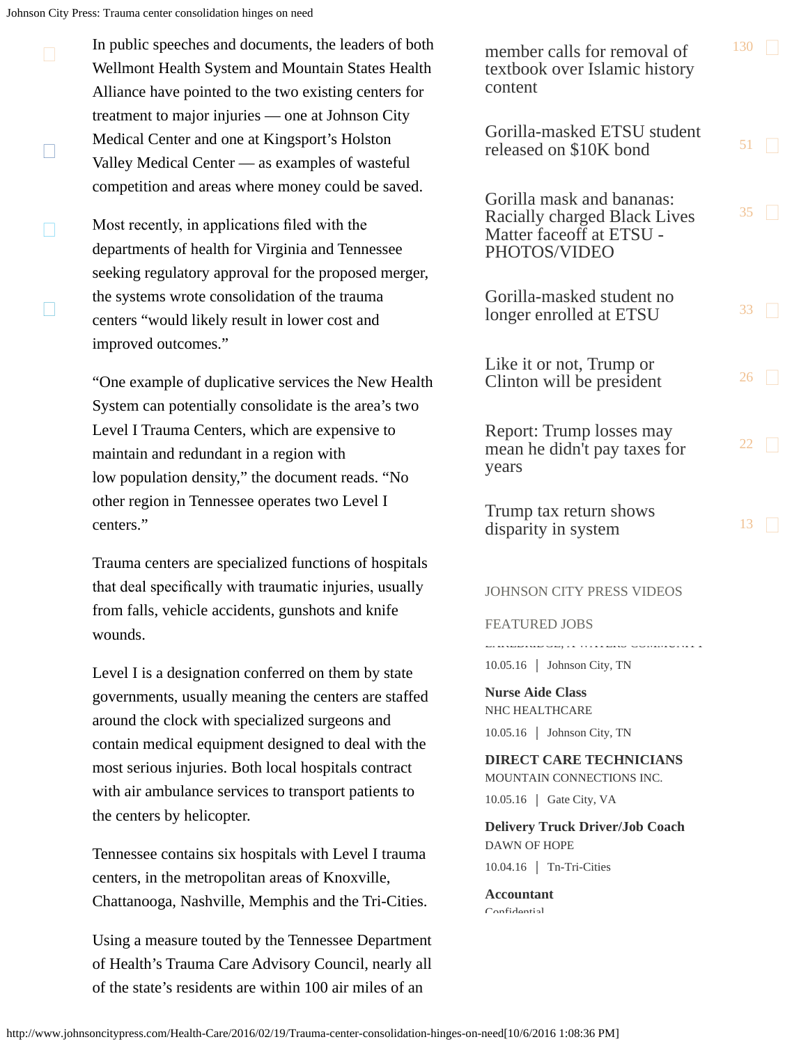In public speeches and documents, the leaders of both Wellmont Health System and Mountain States Health Alliance have pointed to the two existing centers for treatment to major injuries — one at Johnson City Medical Center and one at Kingsport's Holston Valley Medical Center — as examples of wasteful competition and areas where money could be saved.

Most recently, in applications filed with the departments of health for Virginia and Tennessee seeking regulatory approval for the proposed merger, the systems wrote consolidation of the trauma centers "would likely result in lower cost and improved outcomes."

"One example of duplicative services the New Health System can potentially consolidate is the area's two Level I Trauma Centers, which are expensive to maintain and redundant in a region with low population density," the document reads. "No other region in Tennessee operates two Level I centers."

Trauma centers are specialized functions of hospitals that deal specifically with traumatic injuries, usually from falls, vehicle accidents, gunshots and knife wounds.

Level I is a designation conferred on them by state governments, usually meaning the centers are staffed around the clock with specialized surgeons and contain medical equipment designed to deal with the most serious injuries. Both local hospitals contract with air ambulance services to transport patients to the centers by helicopter.

Tennessee contains six hospitals with Level I trauma centers, in the metropolitan areas of Knoxville, Chattanooga, Nashville, Memphis and the Tri-Cities.

Using a measure touted by the Tennessee Department of Health's Trauma Care Advisory Council, nearly all of the state's residents are within 100 air miles of an

member calls for removal of textbook over Islamic history content 130

Gorilla-masked ETSU student released on $10K bond 51

Gorilla mask and bananas: Racially charged Black Lives Matter faceoff at ETSU - PHOTOS/VIDEO 35

Gorilla-masked student no longer enrolled at ETSU 33

Like it or not, Trump or Clinton will be president 26

Report: Trump losses may mean he didn't pay taxes for years 22

Trump tax return shows disparity in system 13

JOHNSON CITY PRESS VIDEOS

FEATURED JOBS

10.05.16 | Johnson City, TN

**Nurse Aide Class**
NHC HEALTHCARE
10.05.16 | Johnson City, TN

**DIRECT CARE TECHNICIANS**
MOUNTAIN CONNECTIONS INC.
10.05.16 | Gate City, VA

**Delivery Truck Driver/Job Coach**
DAWN OF HOPE
10.04.16 | Tn-Tri-Cities

**Accountant**
Confidential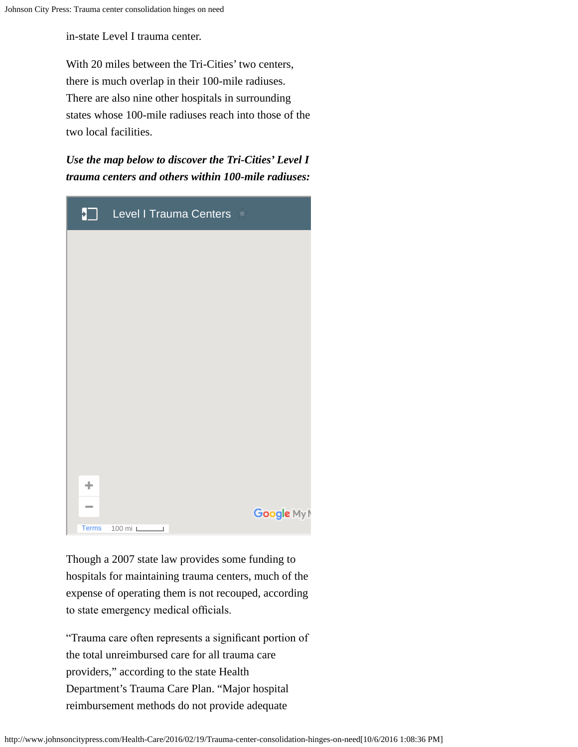in-state Level I trauma center.

With 20 miles between the Tri-Cities' two centers, there is much overlap in their 100-mile radiuses. There are also nine other hospitals in surrounding states whose 100-mile radiuses reach into those of the two local facilities.

***Use the map below to discover the Tri-Cities' Level I trauma centers and others within 100-mile radiuses:***

Level I Trauma Centers

Terms 100 mi

Though a 2007 state law provides some funding to hospitals for maintaining trauma centers, much of the expense of operating them is not recouped, according to state emergency medical officials.

"Trauma care often represents a significant portion of the total unreimbursed care for all trauma care providers," according to the state Health Department's Trauma Care Plan. "Major hospital reimbursement methods do not provide adequate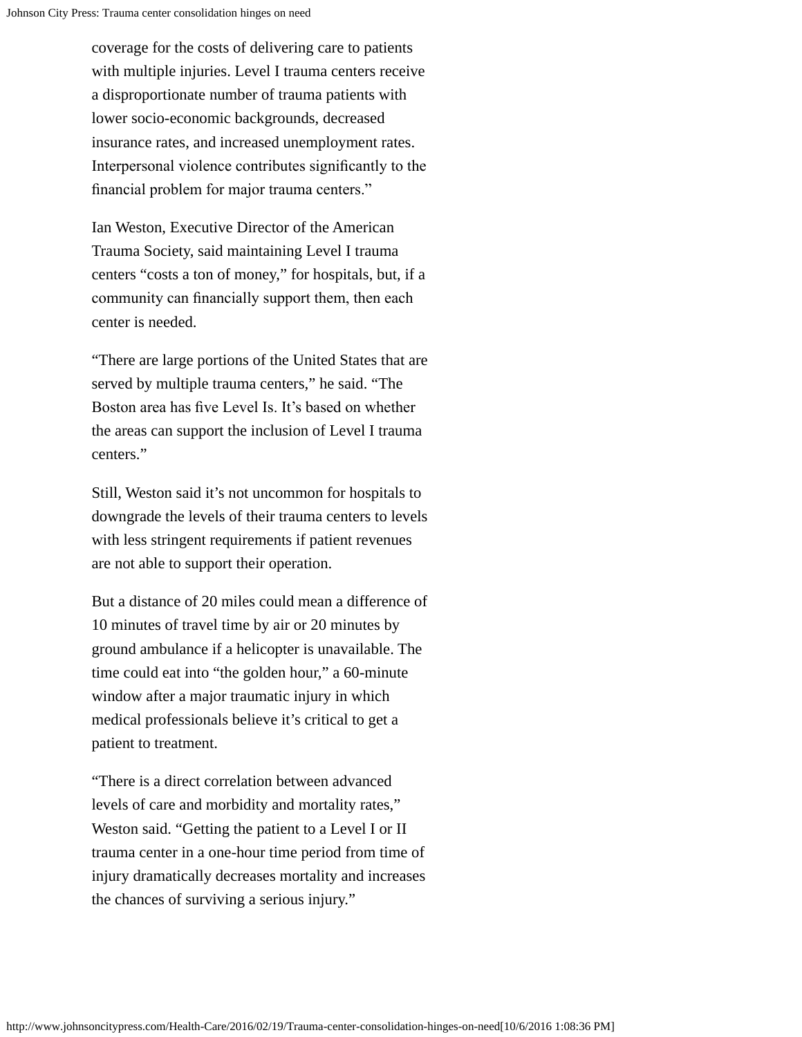coverage for the costs of delivering care to patients with multiple injuries. Level I trauma centers receive a disproportionate number of trauma patients with lower socio-economic backgrounds, decreased insurance rates, and increased unemployment rates. Interpersonal violence contributes significantly to the financial problem for major trauma centers."

Ian Weston, Executive Director of the American Trauma Society, said maintaining Level I trauma centers "costs a ton of money," for hospitals, but, if a community can financially support them, then each center is needed.

"There are large portions of the United States that are served by multiple trauma centers," he said. "The Boston area has five Level Is. It's based on whether the areas can support the inclusion of Level I trauma centers."

Still, Weston said it's not uncommon for hospitals to downgrade the levels of their trauma centers to levels with less stringent requirements if patient revenues are not able to support their operation.

But a distance of 20 miles could mean a difference of 10 minutes of travel time by air or 20 minutes by ground ambulance if a helicopter is unavailable. The time could eat into "the golden hour," a 60-minute window after a major traumatic injury in which medical professionals believe it's critical to get a patient to treatment.

"There is a direct correlation between advanced levels of care and morbidity and mortality rates," Weston said. "Getting the patient to a Level I or II trauma center in a one-hour time period from time of injury dramatically decreases mortality and increases the chances of surviving a serious injury."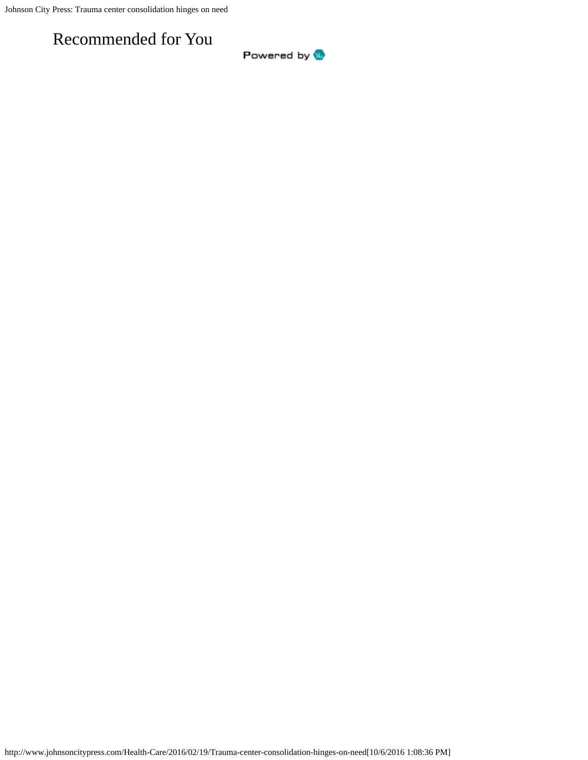# Recommended for You

Powered by